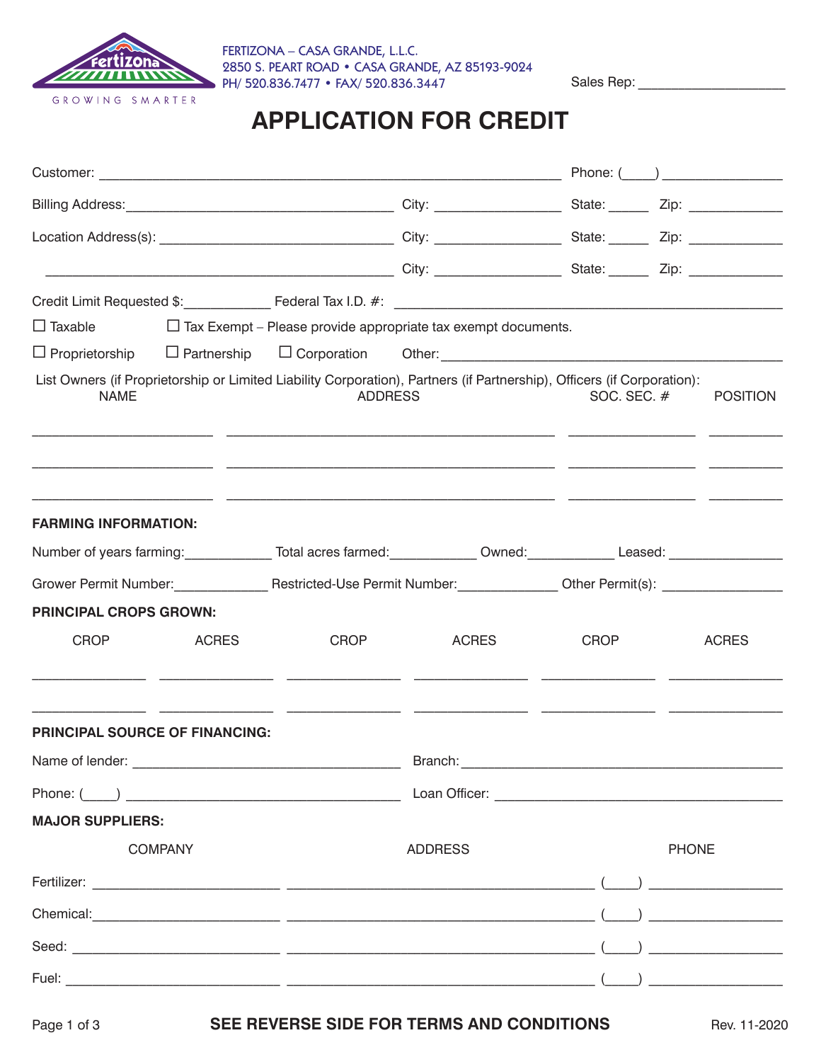FERTIZONA – CASA GRANDE, L.L.C.
2850 S. PEART ROAD • CASA GRANDE, AZ 85193-9024
PH/ 520.836.7477 • FAX/ 520.836.3447

Sales Rep: ____________________

# APPLICATION FOR CREDIT

Customer: ____________________________________________ Phone: (____) ______________

Billing Address: ______________________________ City: ______________ State: _____ Zip: ___________

Location Address(s): __________________________ City: ______________ State: _____ Zip: ___________

____________________________________________ City: ______________ State: _____ Zip: ___________

Credit Limit Requested $: __________ Federal Tax I.D. #: ______________________________________

☐ Taxable ☐ Tax Exempt – Please provide appropriate tax exempt documents.

☐ Proprietorship ☐ Partnership ☐ Corporation Other: ______________________________________

List Owners (if Proprietorship or Limited Liability Corporation), Partners (if Partnership), Officers (if Corporation):

| NAME | ADDRESS | SOC. SEC. # | POSITION |
|---|---|---|---|
| | | | |
| | | | |
| | | | |

**FARMING INFORMATION:**

Number of years farming: __________ Total acres farmed: __________ Owned: __________ Leased: ____________

Grower Permit Number: ___________ Restricted-Use Permit Number: ___________ Other Permit(s): ______________

**PRINCIPAL CROPS GROWN:**

| CROP | ACRES | CROP | ACRES | CROP | ACRES |
|---|---|---|---|---|---|
| | | | | | |
| | | | | | |

**PRINCIPAL SOURCE OF FINANCING:**

Name of lender: ______________________________ Branch: ____________________________________

Phone: (____) ______________________________ Loan Officer: ________________________________

**MAJOR SUPPLIERS:**

| | COMPANY | ADDRESS | PHONE |
|---|---|---|---|
| Fertilizer: | | | (____) |
| Chemical: | | | (____) |
| Seed: | | | (____) |
| Fuel: | | | (____) |

**SEE REVERSE SIDE FOR TERMS AND CONDITIONS**

Rev. 11-2020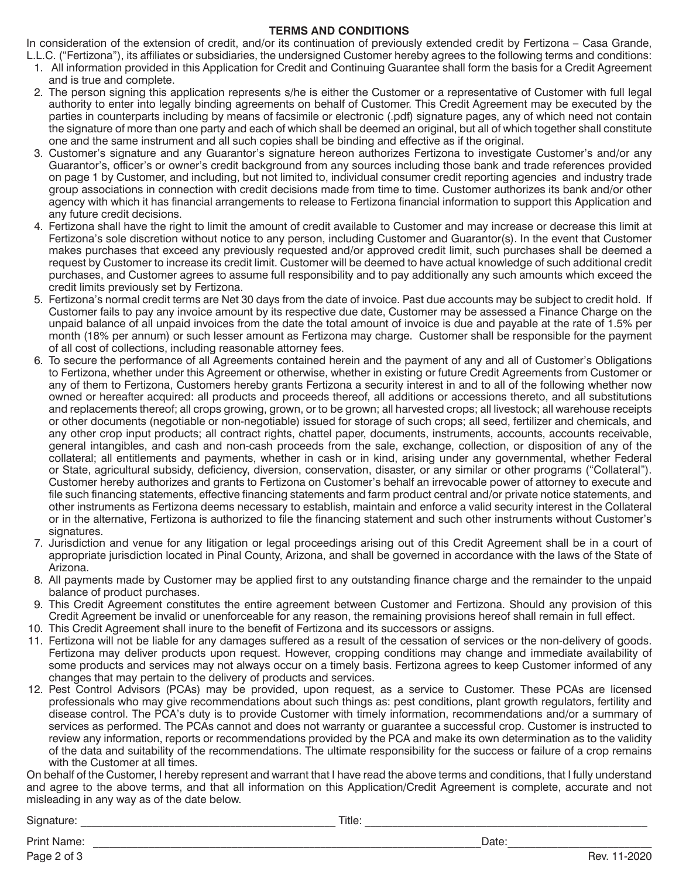## TERMS AND CONDITIONS

In consideration of the extension of credit, and/or its continuation of previously extended credit by Fertizona – Casa Grande, L.L.C. ("Fertizona"), its affiliates or subsidiaries, the undersigned Customer hereby agrees to the following terms and conditions:

1. All information provided in this Application for Credit and Continuing Guarantee shall form the basis for a Credit Agreement and is true and complete.
2. The person signing this application represents s/he is either the Customer or a representative of Customer with full legal authority to enter into legally binding agreements on behalf of Customer. This Credit Agreement may be executed by the parties in counterparts including by means of facsimile or electronic (.pdf) signature pages, any of which need not contain the signature of more than one party and each of which shall be deemed an original, but all of which together shall constitute one and the same instrument and all such copies shall be binding and effective as if the original.
3. Customer's signature and any Guarantor's signature hereon authorizes Fertizona to investigate Customer's and/or any Guarantor's, officer's or owner's credit background from any sources including those bank and trade references provided on page 1 by Customer, and including, but not limited to, individual consumer credit reporting agencies and industry trade group associations in connection with credit decisions made from time to time. Customer authorizes its bank and/or other agency with which it has financial arrangements to release to Fertizona financial information to support this Application and any future credit decisions.
4. Fertizona shall have the right to limit the amount of credit available to Customer and may increase or decrease this limit at Fertizona's sole discretion without notice to any person, including Customer and Guarantor(s). In the event that Customer makes purchases that exceed any previously requested and/or approved credit limit, such purchases shall be deemed a request by Customer to increase its credit limit. Customer will be deemed to have actual knowledge of such additional credit purchases, and Customer agrees to assume full responsibility and to pay additionally any such amounts which exceed the credit limits previously set by Fertizona.
5. Fertizona's normal credit terms are Net 30 days from the date of invoice. Past due accounts may be subject to credit hold. If Customer fails to pay any invoice amount by its respective due date, Customer may be assessed a Finance Charge on the unpaid balance of all unpaid invoices from the date the total amount of invoice is due and payable at the rate of 1.5% per month (18% per annum) or such lesser amount as Fertizona may charge. Customer shall be responsible for the payment of all cost of collections, including reasonable attorney fees.
6. To secure the performance of all Agreements contained herein and the payment of any and all of Customer's Obligations to Fertizona, whether under this Agreement or otherwise, whether in existing or future Credit Agreements from Customer or any of them to Fertizona, Customers hereby grants Fertizona a security interest in and to all of the following whether now owned or hereafter acquired: all products and proceeds thereof, all additions or accessions thereto, and all substitutions and replacements thereof; all crops growing, grown, or to be grown; all harvested crops; all livestock; all warehouse receipts or other documents (negotiable or non-negotiable) issued for storage of such crops; all seed, fertilizer and chemicals, and any other crop input products; all contract rights, chattel paper, documents, instruments, accounts, accounts receivable, general intangibles, and cash and non-cash proceeds from the sale, exchange, collection, or disposition of any of the collateral; all entitlements and payments, whether in cash or in kind, arising under any governmental, whether Federal or State, agricultural subsidy, deficiency, diversion, conservation, disaster, or any similar or other programs ("Collateral"). Customer hereby authorizes and grants to Fertizona on Customer's behalf an irrevocable power of attorney to execute and file such financing statements, effective financing statements and farm product central and/or private notice statements, and other instruments as Fertizona deems necessary to establish, maintain and enforce a valid security interest in the Collateral or in the alternative, Fertizona is authorized to file the financing statement and such other instruments without Customer's signatures.
7. Jurisdiction and venue for any litigation or legal proceedings arising out of this Credit Agreement shall be in a court of appropriate jurisdiction located in Pinal County, Arizona, and shall be governed in accordance with the laws of the State of Arizona.
8. All payments made by Customer may be applied first to any outstanding finance charge and the remainder to the unpaid balance of product purchases.
9. This Credit Agreement constitutes the entire agreement between Customer and Fertizona. Should any provision of this Credit Agreement be invalid or unenforceable for any reason, the remaining provisions hereof shall remain in full effect.
10. This Credit Agreement shall inure to the benefit of Fertizona and its successors or assigns.
11. Fertizona will not be liable for any damages suffered as a result of the cessation of services or the non-delivery of goods. Fertizona may deliver products upon request. However, cropping conditions may change and immediate availability of some products and services may not always occur on a timely basis. Fertizona agrees to keep Customer informed of any changes that may pertain to the delivery of products and services.
12. Pest Control Advisors (PCAs) may be provided, upon request, as a service to Customer. These PCAs are licensed professionals who may give recommendations about such things as: pest conditions, plant growth regulators, fertility and disease control. The PCA's duty is to provide Customer with timely information, recommendations and/or a summary of services as performed. The PCAs cannot and does not warranty or guarantee a successful crop. Customer is instructed to review any information, reports or recommendations provided by the PCA and make its own determination as to the validity of the data and suitability of the recommendations. The ultimate responsibility for the success or failure of a crop remains with the Customer at all times.

On behalf of the Customer, I hereby represent and warrant that I have read the above terms and conditions, that I fully understand and agree to the above terms, and that all information on this Application/Credit Agreement is complete, accurate and not misleading in any way as of the date below.

Signature: ________________________________________ Title: ________________________________________

Print Name: ______________________________________________________________ Date: ______________________

Rev. 11-2020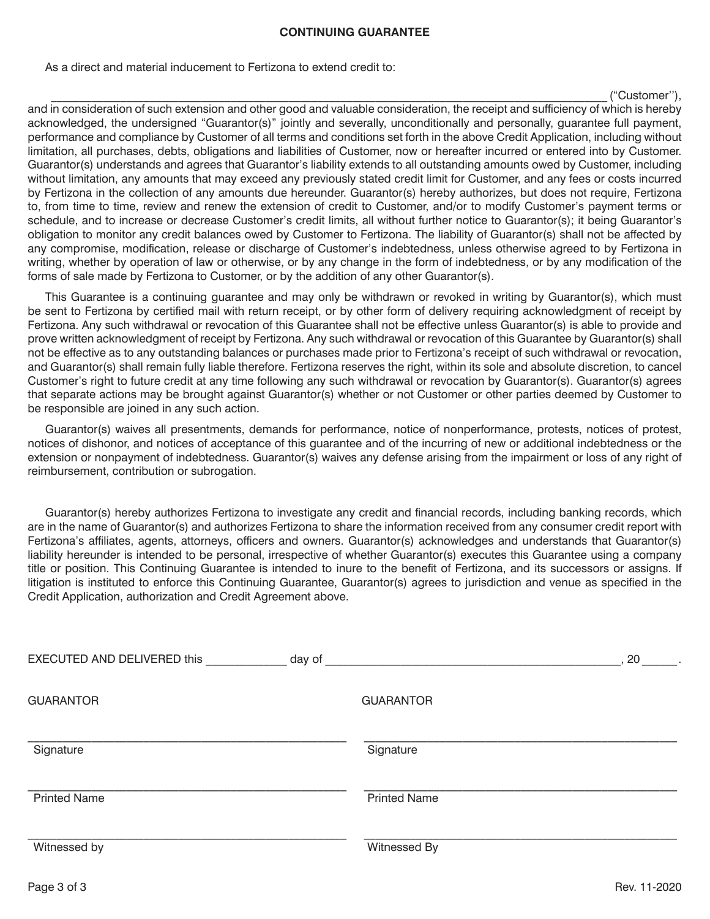## CONTINUING GUARANTEE

As a direct and material inducement to Fertizona to extend credit to:

_______________________________________________________________________________________ ("Customer''), and in consideration of such extension and other good and valuable consideration, the receipt and sufficiency of which is hereby acknowledged, the undersigned "Guarantor(s)" jointly and severally, unconditionally and personally, guarantee full payment, performance and compliance by Customer of all terms and conditions set forth in the above Credit Application, including without limitation, all purchases, debts, obligations and liabilities of Customer, now or hereafter incurred or entered into by Customer. Guarantor(s) understands and agrees that Guarantor's liability extends to all outstanding amounts owed by Customer, including without limitation, any amounts that may exceed any previously stated credit limit for Customer, and any fees or costs incurred by Fertizona in the collection of any amounts due hereunder. Guarantor(s) hereby authorizes, but does not require, Fertizona to, from time to time, review and renew the extension of credit to Customer, and/or to modify Customer's payment terms or schedule, and to increase or decrease Customer's credit limits, all without further notice to Guarantor(s); it being Guarantor's obligation to monitor any credit balances owed by Customer to Fertizona. The liability of Guarantor(s) shall not be affected by any compromise, modification, release or discharge of Customer's indebtedness, unless otherwise agreed to by Fertizona in writing, whether by operation of law or otherwise, or by any change in the form of indebtedness, or by any modification of the forms of sale made by Fertizona to Customer, or by the addition of any other Guarantor(s).

This Guarantee is a continuing guarantee and may only be withdrawn or revoked in writing by Guarantor(s), which must be sent to Fertizona by certified mail with return receipt, or by other form of delivery requiring acknowledgment of receipt by Fertizona. Any such withdrawal or revocation of this Guarantee shall not be effective unless Guarantor(s) is able to provide and prove written acknowledgment of receipt by Fertizona. Any such withdrawal or revocation of this Guarantee by Guarantor(s) shall not be effective as to any outstanding balances or purchases made prior to Fertizona's receipt of such withdrawal or revocation, and Guarantor(s) shall remain fully liable therefore. Fertizona reserves the right, within its sole and absolute discretion, to cancel Customer's right to future credit at any time following any such withdrawal or revocation by Guarantor(s). Guarantor(s) agrees that separate actions may be brought against Guarantor(s) whether or not Customer or other parties deemed by Customer to be responsible are joined in any such action.

Guarantor(s) waives all presentments, demands for performance, notice of nonperformance, protests, notices of protest, notices of dishonor, and notices of acceptance of this guarantee and of the incurring of new or additional indebtedness or the extension or nonpayment of indebtedness. Guarantor(s) waives any defense arising from the impairment or loss of any right of reimbursement, contribution or subrogation.

Guarantor(s) hereby authorizes Fertizona to investigate any credit and financial records, including banking records, which are in the name of Guarantor(s) and authorizes Fertizona to share the information received from any consumer credit report with Fertizona's affiliates, agents, attorneys, officers and owners. Guarantor(s) acknowledges and understands that Guarantor(s) liability hereunder is intended to be personal, irrespective of whether Guarantor(s) executes this Guarantee using a company title or position. This Continuing Guarantee is intended to inure to the benefit of Fertizona, and its successors or assigns. If litigation is instituted to enforce this Continuing Guarantee, Guarantor(s) agrees to jurisdiction and venue as specified in the Credit Application, authorization and Credit Agreement above.

EXECUTED AND DELIVERED this ____________ day of _______________________________________________, 20 _____.

| | |
|---|---|
| GUARANTOR | GUARANTOR |
| ______________________________ | ______________________________ |
| Signature | Signature |
| ______________________________ | ______________________________ |
| Printed Name | Printed Name |
| ______________________________ | ______________________________ |
| Witnessed by | Witnessed By |

Rev. 11-2020